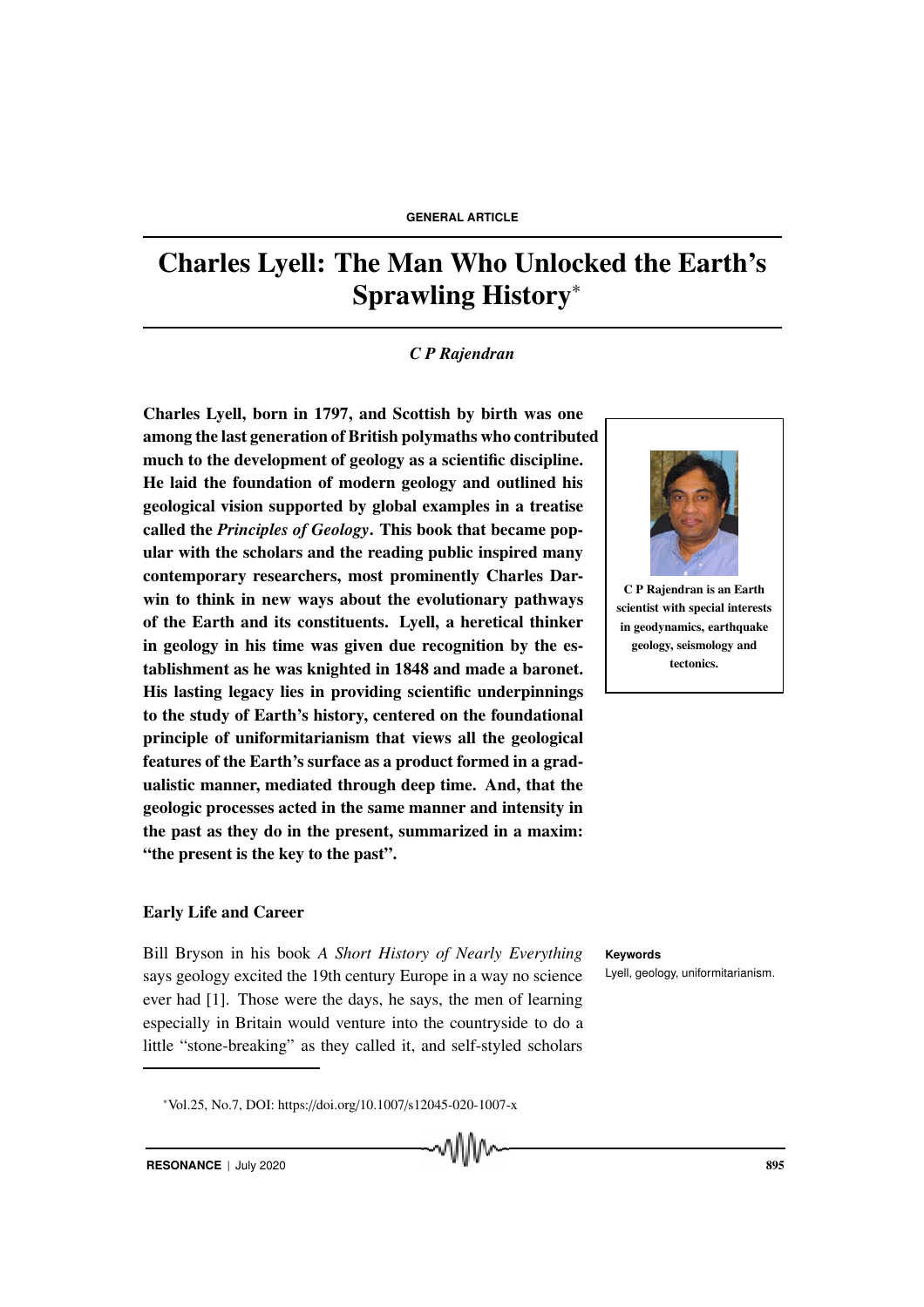GENERAL ARTICLE

# Charles Lyell: The Man Who Unlocked the Earth's Sprawling History*

*C P Rajendran*

**Charles Lyell, born in 1797, and Scottish by birth was one among the last generation of British polymaths who contributed much to the development of geology as a scientific discipline. He laid the foundation of modern geology and outlined his geological vision supported by global examples in a treatise called the *Principles of Geology*. This book that became popular with the scholars and the reading public inspired many contemporary researchers, most prominently Charles Darwin to think in new ways about the evolutionary pathways of the Earth and its constituents. Lyell, a heretical thinker in geology in his time was given due recognition by the establishment as he was knighted in 1848 and made a baronet. His lasting legacy lies in providing scientific underpinnings to the study of Earth's history, centered on the foundational principle of uniformitarianism that views all the geological features of the Earth's surface as a product formed in a gradualistic manner, mediated through deep time. And, that the geologic processes acted in the same manner and intensity in the past as they do in the present, summarized in a maxim: "the present is the key to the past".**

**C P Rajendran is an Earth scientist with special interests in geodynamics, earthquake geology, seismology and tectonics.**

## Early Life and Career

Bill Bryson in his book *A Short History of Nearly Everything* says geology excited the 19th century Europe in a way no science ever had [1]. Those were the days, he says, the men of learning especially in Britain would venture into the countryside to do a little "stone-breaking" as they called it, and self-styled scholars

**Keywords**

Lyell, geology, uniformitarianism.

*Vol.25, No.7, DOI: https://doi.org/10.1007/s12045-020-1007-x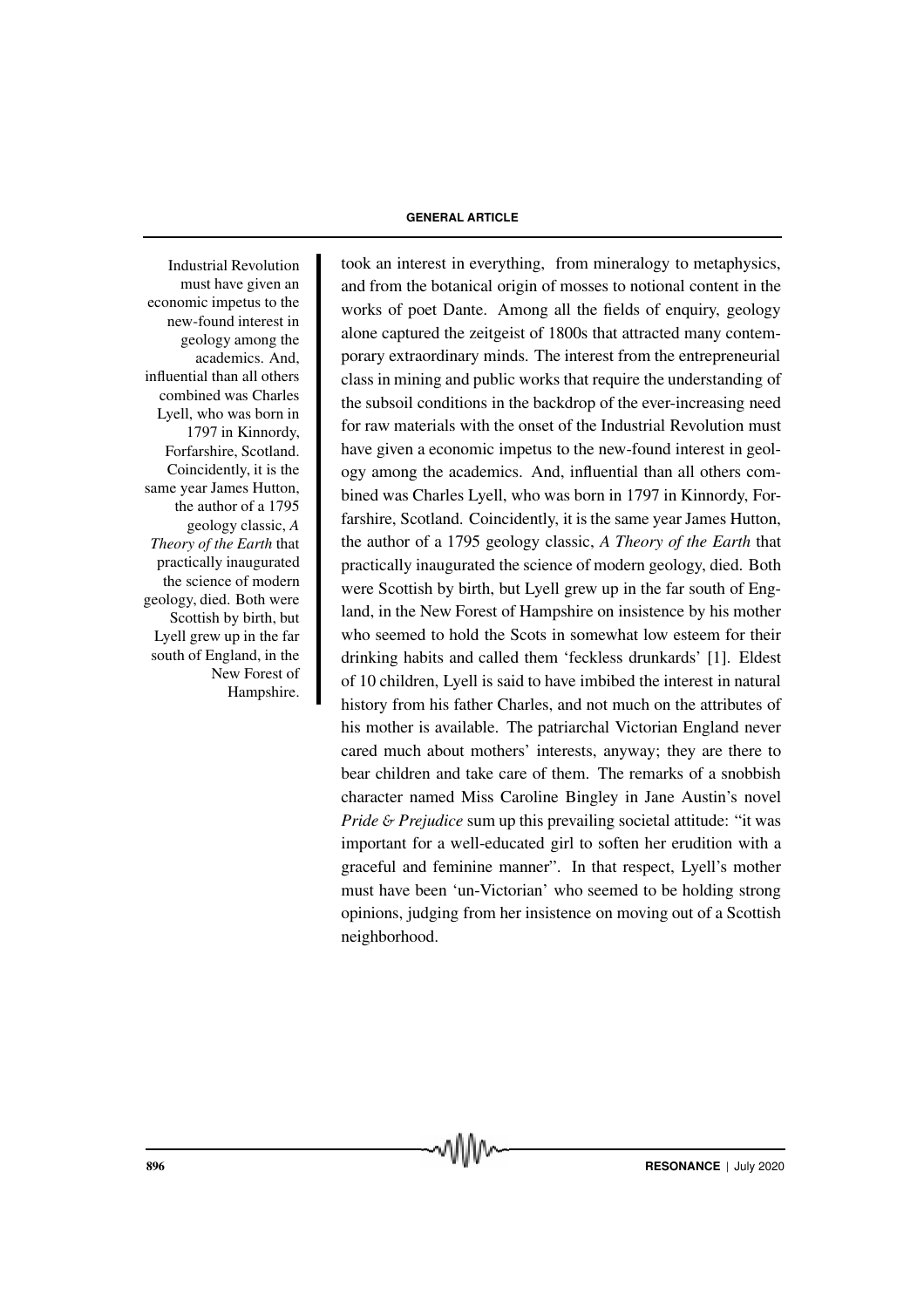took an interest in everything, from mineralogy to metaphysics, and from the botanical origin of mosses to notional content in the works of poet Dante. Among all the fields of enquiry, geology alone captured the zeitgeist of 1800s that attracted many contemporary extraordinary minds. The interest from the entrepreneurial class in mining and public works that require the understanding of the subsoil conditions in the backdrop of the ever-increasing need for raw materials with the onset of the Industrial Revolution must have given a economic impetus to the new-found interest in geology among the academics. And, influential than all others combined was Charles Lyell, who was born in 1797 in Kinnordy, Forfarshire, Scotland. Coincidently, it is the same year James Hutton, the author of a 1795 geology classic, *A Theory of the Earth* that practically inaugurated the science of modern geology, died. Both were Scottish by birth, but Lyell grew up in the far south of England, in the New Forest of Hampshire on insistence by his mother who seemed to hold the Scots in somewhat low esteem for their drinking habits and called them 'feckless drunkards' [1]. Eldest of 10 children, Lyell is said to have imbibed the interest in natural history from his father Charles, and not much on the attributes of his mother is available. The patriarchal Victorian England never cared much about mothers' interests, anyway; they are there to bear children and take care of them. The remarks of a snobbish character named Miss Caroline Bingley in Jane Austin's novel *Pride & Prejudice* sum up this prevailing societal attitude: "it was important for a well-educated girl to soften her erudition with a graceful and feminine manner". In that respect, Lyell's mother must have been 'un-Victorian' who seemed to be holding strong opinions, judging from her insistence on moving out of a Scottish neighborhood.

> Industrial Revolution must have given an economic impetus to the new-found interest in geology among the academics. And, influential than all others combined was Charles Lyell, who was born in 1797 in Kinnordy, Forfarshire, Scotland. Coincidently, it is the same year James Hutton, the author of a 1795 geology classic, *A Theory of the Earth* that practically inaugurated the science of modern geology, died. Both were Scottish by birth, but Lyell grew up in the far south of England, in the New Forest of Hampshire.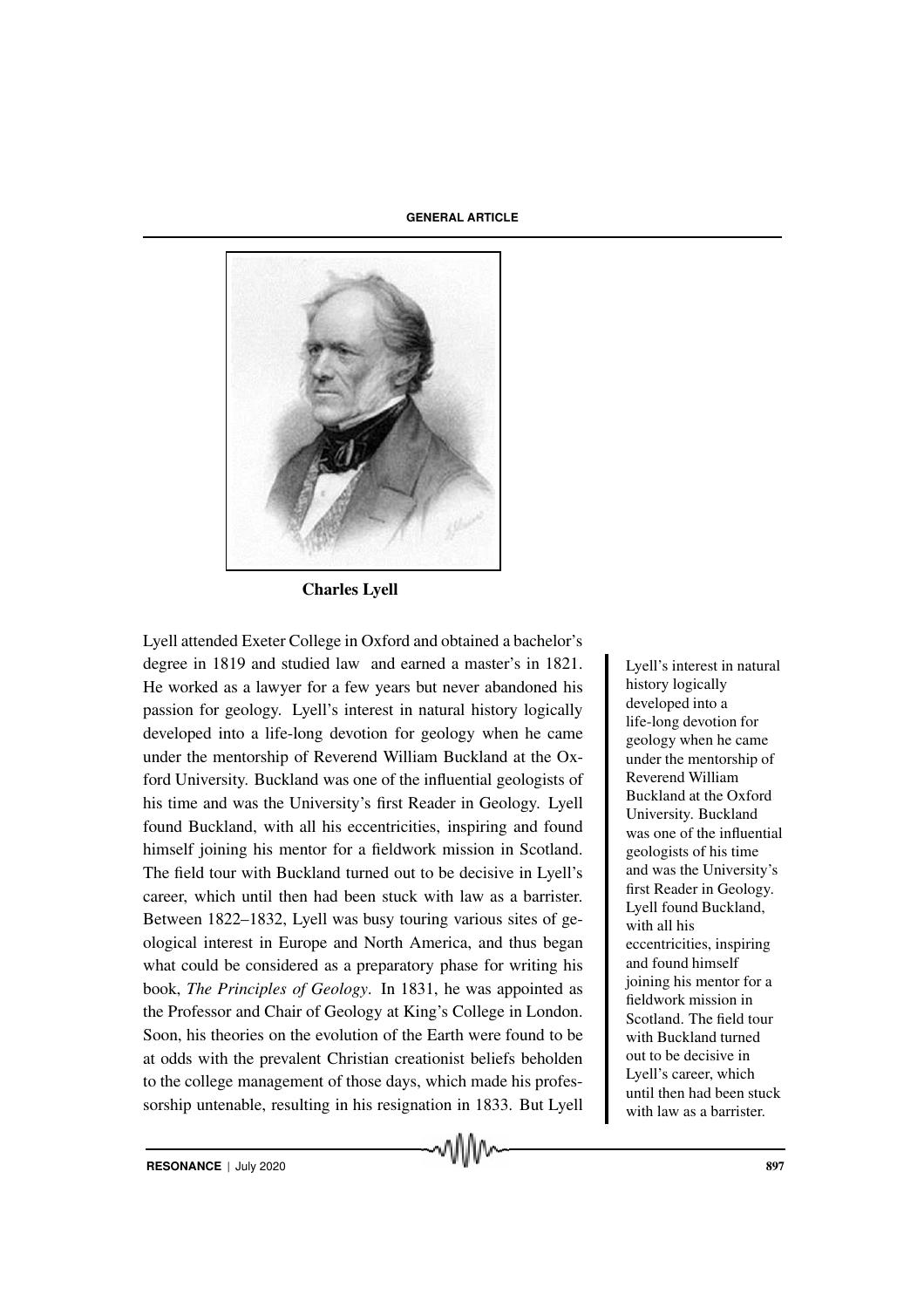Charles Lyell

Lyell attended Exeter College in Oxford and obtained a bachelor's degree in 1819 and studied law and earned a master's in 1821. He worked as a lawyer for a few years but never abandoned his passion for geology. Lyell's interest in natural history logically developed into a life-long devotion for geology when he came under the mentorship of Reverend William Buckland at the Oxford University. Buckland was one of the influential geologists of his time and was the University's first Reader in Geology. Lyell found Buckland, with all his eccentricities, inspiring and found himself joining his mentor for a fieldwork mission in Scotland. The field tour with Buckland turned out to be decisive in Lyell's career, which until then had been stuck with law as a barrister. Between 1822–1832, Lyell was busy touring various sites of geological interest in Europe and North America, and thus began what could be considered as a preparatory phase for writing his book, *The Principles of Geology*. In 1831, he was appointed as the Professor and Chair of Geology at King's College in London. Soon, his theories on the evolution of the Earth were found to be at odds with the prevalent Christian creationist beliefs beholden to the college management of those days, which made his professorship untenable, resulting in his resignation in 1833. But Lyell

Lyell's interest in natural history logically developed into a life-long devotion for geology when he came under the mentorship of Reverend William Buckland at the Oxford University. Buckland was one of the influential geologists of his time and was the University's first Reader in Geology. Lyell found Buckland, with all his eccentricities, inspiring and found himself joining his mentor for a fieldwork mission in Scotland. The field tour with Buckland turned out to be decisive in Lyell's career, which until then had been stuck with law as a barrister.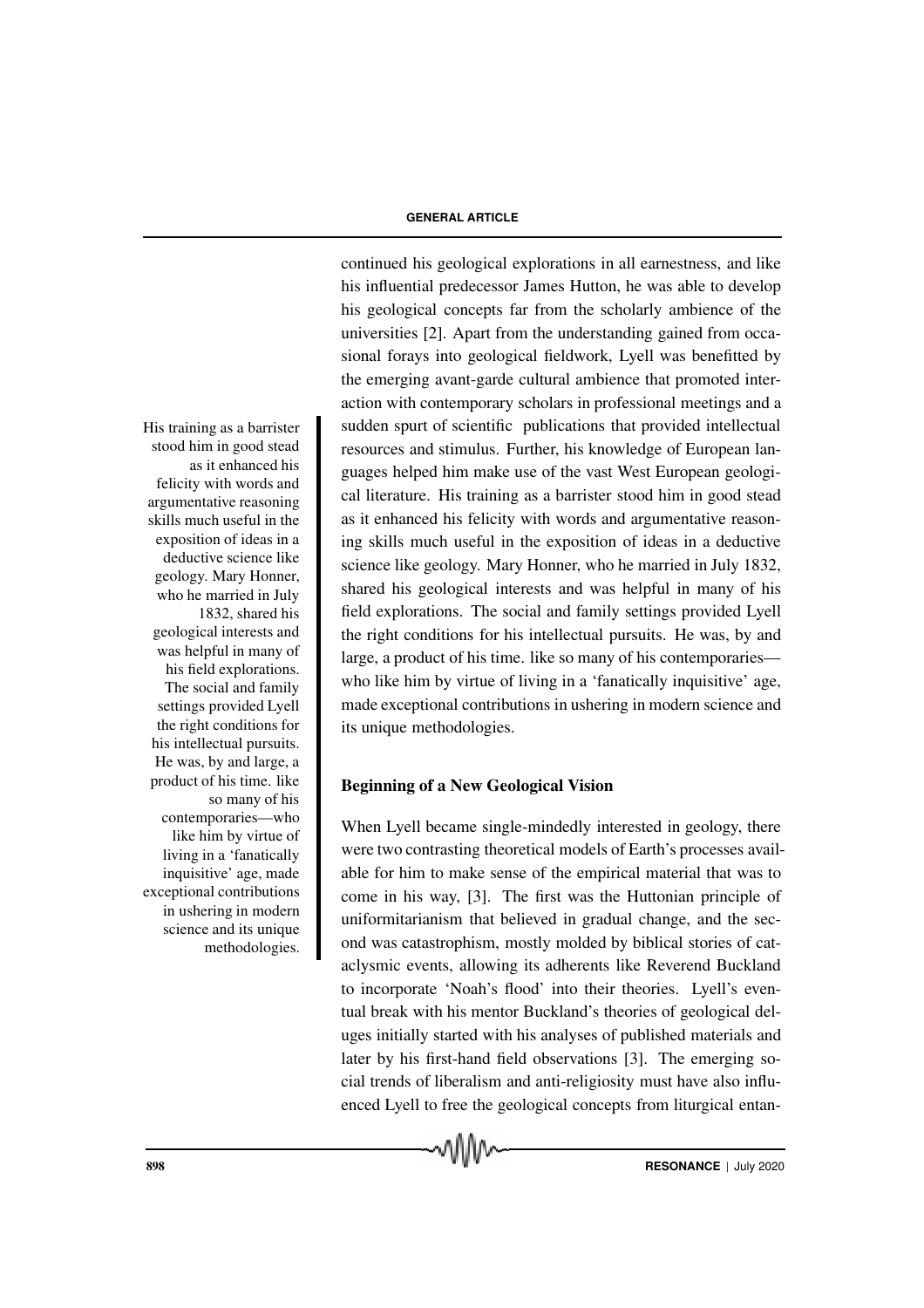continued his geological explorations in all earnestness, and like his influential predecessor James Hutton, he was able to develop his geological concepts far from the scholarly ambience of the universities [2]. Apart from the understanding gained from occasional forays into geological fieldwork, Lyell was benefitted by the emerging avant-garde cultural ambience that promoted interaction with contemporary scholars in professional meetings and a sudden spurt of scientific publications that provided intellectual resources and stimulus. Further, his knowledge of European languages helped him make use of the vast West European geological literature. His training as a barrister stood him in good stead as it enhanced his felicity with words and argumentative reasoning skills much useful in the exposition of ideas in a deductive science like geology. Mary Honner, who he married in July 1832, shared his geological interests and was helpful in many of his field explorations. The social and family settings provided Lyell the right conditions for his intellectual pursuits. He was, by and large, a product of his time. like so many of his contemporaries—who like him by virtue of living in a 'fanatically inquisitive' age, made exceptional contributions in ushering in modern science and its unique methodologies.

> His training as a barrister stood him in good stead as it enhanced his felicity with words and argumentative reasoning skills much useful in the exposition of ideas in a deductive science like geology. Mary Honner, who he married in July 1832, shared his geological interests and was helpful in many of his field explorations. The social and family settings provided Lyell the right conditions for his intellectual pursuits. He was, by and large, a product of his time. like so many of his contemporaries—who like him by virtue of living in a 'fanatically inquisitive' age, made exceptional contributions in ushering in modern science and its unique methodologies.

## Beginning of a New Geological Vision

When Lyell became single-mindedly interested in geology, there were two contrasting theoretical models of Earth's processes available for him to make sense of the empirical material that was to come in his way, [3]. The first was the Huttonian principle of uniformitarianism that believed in gradual change, and the second was catastrophism, mostly molded by biblical stories of cataclysmic events, allowing its adherents like Reverend Buckland to incorporate 'Noah's flood' into their theories. Lyell's eventual break with his mentor Buckland's theories of geological deluges initially started with his analyses of published materials and later by his first-hand field observations [3]. The emerging social trends of liberalism and anti-religiosity must have also influenced Lyell to free the geological concepts from liturgical entan-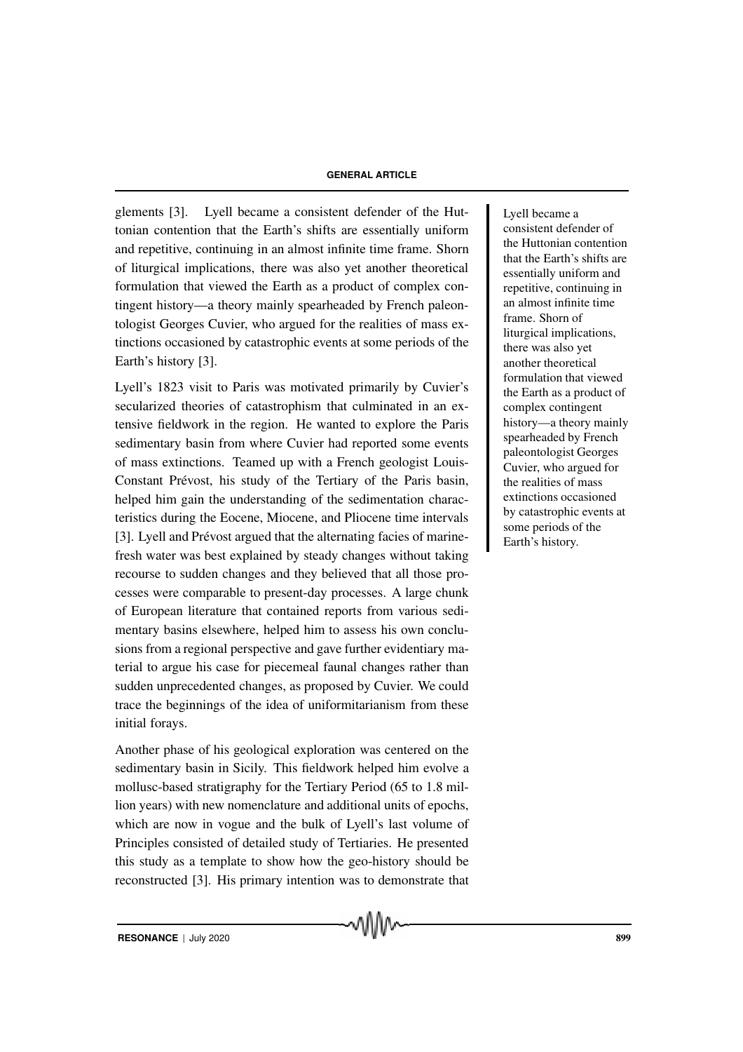glements [3]. Lyell became a consistent defender of the Huttonian contention that the Earth's shifts are essentially uniform and repetitive, continuing in an almost infinite time frame. Shorn of liturgical implications, there was also yet another theoretical formulation that viewed the Earth as a product of complex contingent history—a theory mainly spearheaded by French paleontologist Georges Cuvier, who argued for the realities of mass extinctions occasioned by catastrophic events at some periods of the Earth's history [3].

> Lyell became a consistent defender of the Huttonian contention that the Earth's shifts are essentially uniform and repetitive, continuing in an almost infinite time frame. Shorn of liturgical implications, there was also yet another theoretical formulation that viewed the Earth as a product of complex contingent history—a theory mainly spearheaded by French paleontologist Georges Cuvier, who argued for the realities of mass extinctions occasioned by catastrophic events at some periods of the Earth's history.

Lyell's 1823 visit to Paris was motivated primarily by Cuvier's secularized theories of catastrophism that culminated in an extensive fieldwork in the region. He wanted to explore the Paris sedimentary basin from where Cuvier had reported some events of mass extinctions. Teamed up with a French geologist Louis-Constant Prévost, his study of the Tertiary of the Paris basin, helped him gain the understanding of the sedimentation characteristics during the Eocene, Miocene, and Pliocene time intervals [3]. Lyell and Prévost argued that the alternating facies of marine-fresh water was best explained by steady changes without taking recourse to sudden changes and they believed that all those processes were comparable to present-day processes. A large chunk of European literature that contained reports from various sedimentary basins elsewhere, helped him to assess his own conclusions from a regional perspective and gave further evidentiary material to argue his case for piecemeal faunal changes rather than sudden unprecedented changes, as proposed by Cuvier. We could trace the beginnings of the idea of uniformitarianism from these initial forays.

Another phase of his geological exploration was centered on the sedimentary basin in Sicily. This fieldwork helped him evolve a mollusc-based stratigraphy for the Tertiary Period (65 to 1.8 million years) with new nomenclature and additional units of epochs, which are now in vogue and the bulk of Lyell's last volume of Principles consisted of detailed study of Tertiaries. He presented this study as a template to show how the geo-history should be reconstructed [3]. His primary intention was to demonstrate that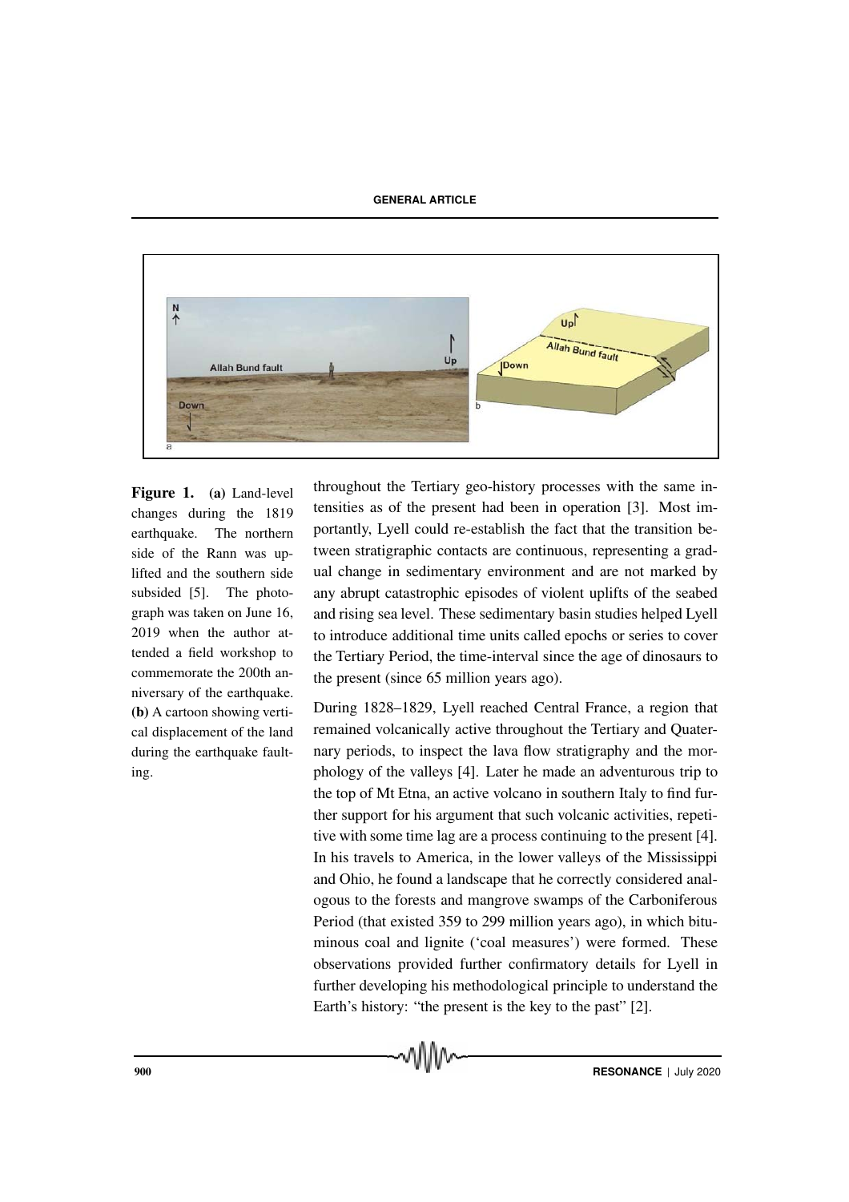**Figure 1.** **(a)** Land-level changes during the 1819 earthquake. The northern side of the Rann was uplifted and the southern side subsided [5]. The photograph was taken on June 16, 2019 when the author attended a field workshop to commemorate the 200th anniversary of the earthquake. **(b)** A cartoon showing vertical displacement of the land during the earthquake faulting.

throughout the Tertiary geo-history processes with the same intensities as of the present had been in operation [3]. Most importantly, Lyell could re-establish the fact that the transition between stratigraphic contacts are continuous, representing a gradual change in sedimentary environment and are not marked by any abrupt catastrophic episodes of violent uplifts of the seabed and rising sea level. These sedimentary basin studies helped Lyell to introduce additional time units called epochs or series to cover the Tertiary Period, the time-interval since the age of dinosaurs to the present (since 65 million years ago).

During 1828–1829, Lyell reached Central France, a region that remained volcanically active throughout the Tertiary and Quaternary periods, to inspect the lava flow stratigraphy and the morphology of the valleys [4]. Later he made an adventurous trip to the top of Mt Etna, an active volcano in southern Italy to find further support for his argument that such volcanic activities, repetitive with some time lag are a process continuing to the present [4]. In his travels to America, in the lower valleys of the Mississippi and Ohio, he found a landscape that he correctly considered analogous to the forests and mangrove swamps of the Carboniferous Period (that existed 359 to 299 million years ago), in which bituminous coal and lignite ('coal measures') were formed. These observations provided further confirmatory details for Lyell in further developing his methodological principle to understand the Earth's history: "the present is the key to the past" [2].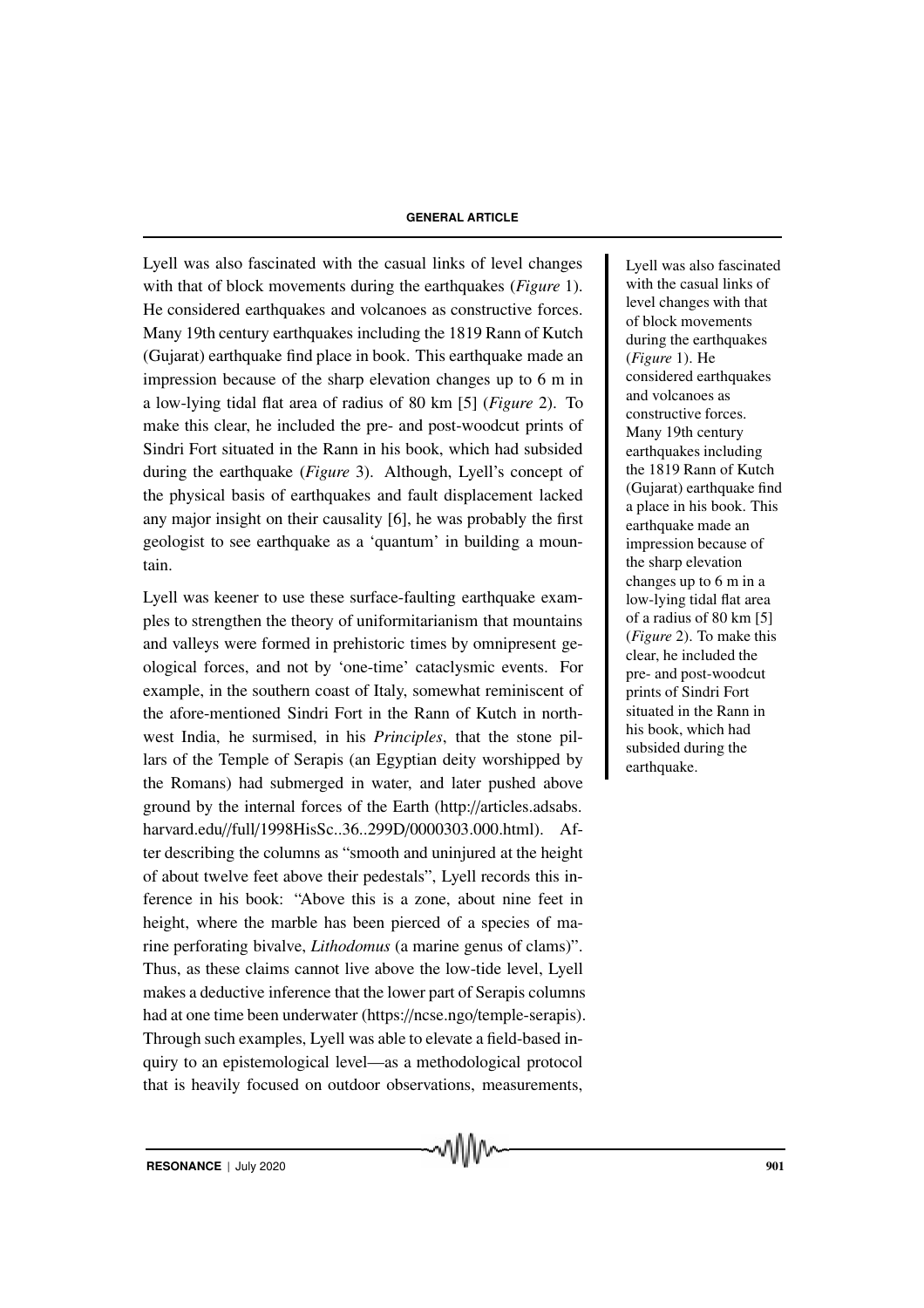Lyell was also fascinated with the casual links of level changes with that of block movements during the earthquakes (*Figure* 1). He considered earthquakes and volcanoes as constructive forces. Many 19th century earthquakes including the 1819 Rann of Kutch (Gujarat) earthquake find place in book. This earthquake made an impression because of the sharp elevation changes up to 6 m in a low-lying tidal flat area of radius of 80 km [5] (*Figure* 2). To make this clear, he included the pre- and post-woodcut prints of Sindri Fort situated in the Rann in his book, which had subsided during the earthquake (*Figure* 3). Although, Lyell's concept of the physical basis of earthquakes and fault displacement lacked any major insight on their causality [6], he was probably the first geologist to see earthquake as a 'quantum' in building a mountain.

> Lyell was also fascinated with the casual links of level changes with that of block movements during the earthquakes (*Figure* 1). He considered earthquakes and volcanoes as constructive forces. Many 19th century earthquakes including the 1819 Rann of Kutch (Gujarat) earthquake find a place in his book. This earthquake made an impression because of the sharp elevation changes up to 6 m in a low-lying tidal flat area of a radius of 80 km [5] (*Figure* 2). To make this clear, he included the pre- and post-woodcut prints of Sindri Fort situated in the Rann in his book, which had subsided during the earthquake.

Lyell was keener to use these surface-faulting earthquake examples to strengthen the theory of uniformitarianism that mountains and valleys were formed in prehistoric times by omnipresent geological forces, and not by 'one-time' cataclysmic events. For example, in the southern coast of Italy, somewhat reminiscent of the afore-mentioned Sindri Fort in the Rann of Kutch in northwest India, he surmised, in his *Principles*, that the stone pillars of the Temple of Serapis (an Egyptian deity worshipped by the Romans) had submerged in water, and later pushed above ground by the internal forces of the Earth (http://articles.adsabs.harvard.edu//full/1998HisSc..36..299D/0000303.000.html). After describing the columns as "smooth and uninjured at the height of about twelve feet above their pedestals", Lyell records this inference in his book: "Above this is a zone, about nine feet in height, where the marble has been pierced of a species of marine perforating bivalve, *Lithodomus* (a marine genus of clams)". Thus, as these claims cannot live above the low-tide level, Lyell makes a deductive inference that the lower part of Serapis columns had at one time been underwater (https://ncse.ngo/temple-serapis). Through such examples, Lyell was able to elevate a field-based inquiry to an epistemological level—as a methodological protocol that is heavily focused on outdoor observations, measurements,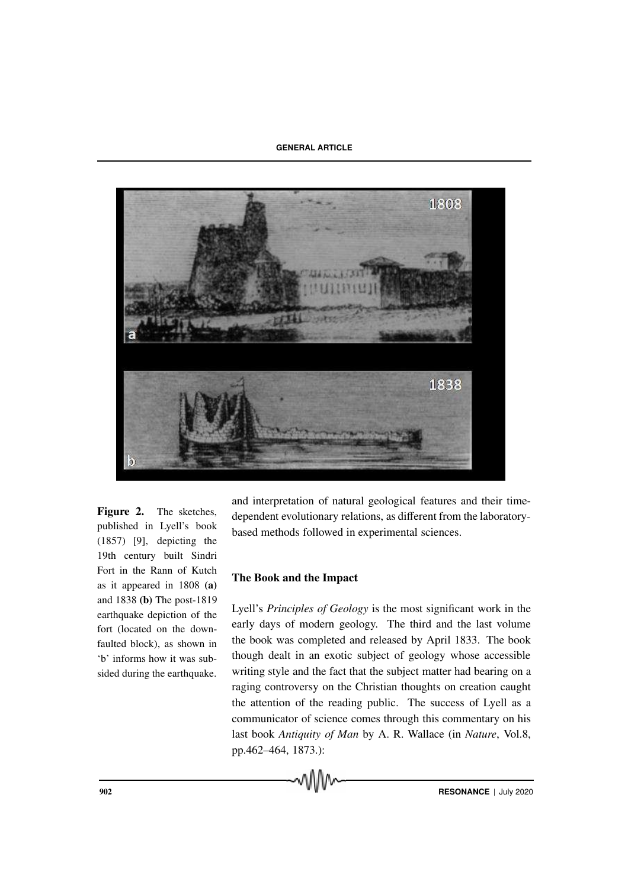Figure 2. The sketches, published in Lyell's book (1857) [9], depicting the 19th century built Sindri Fort in the Rann of Kutch as it appeared in 1808 **(a)** and 1838 **(b)** The post-1819 earthquake depiction of the fort (located on the down-faulted block), as shown in 'b' informs how it was subsided during the earthquake.

and interpretation of natural geological features and their time-dependent evolutionary relations, as different from the laboratory-based methods followed in experimental sciences.

## The Book and the Impact

Lyell's *Principles of Geology* is the most significant work in the early days of modern geology. The third and the last volume the book was completed and released by April 1833. The book though dealt in an exotic subject of geology whose accessible writing style and the fact that the subject matter had bearing on a raging controversy on the Christian thoughts on creation caught the attention of the reading public. The success of Lyell as a communicator of science comes through this commentary on his last book *Antiquity of Man* by A. R. Wallace (in *Nature*, Vol.8, pp.462–464, 1873.):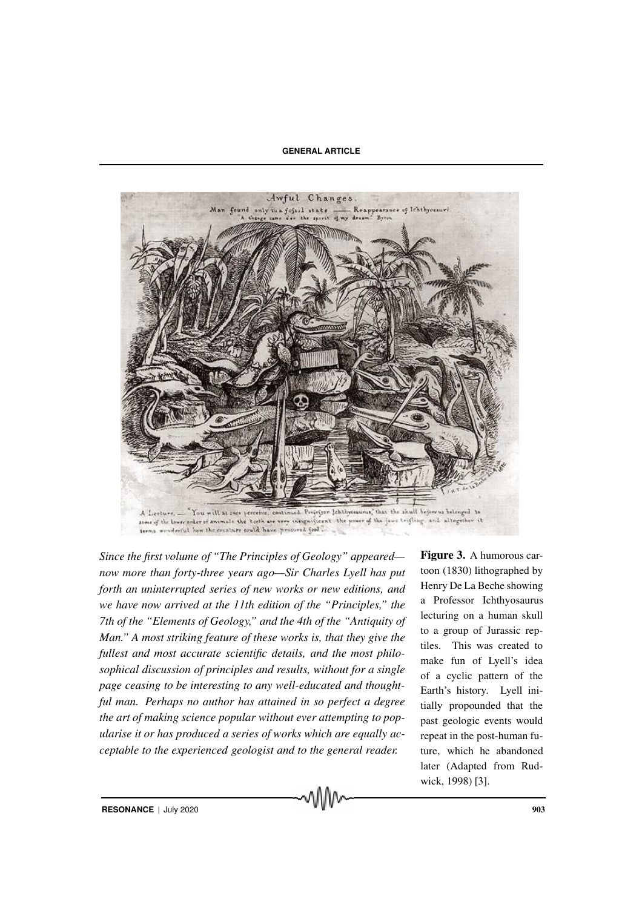*Since the first volume of "The Principles of Geology" appeared—now more than forty-three years ago—Sir Charles Lyell has put forth an uninterrupted series of new works or new editions, and we have now arrived at the 11th edition of the "Principles," the 7th of the "Elements of Geology," and the 4th of the "Antiquity of Man." A most striking feature of these works is, that they give the fullest and most accurate scientific details, and the most philosophical discussion of principles and results, without for a single page ceasing to be interesting to any well-educated and thoughtful man. Perhaps no author has attained in so perfect a degree the art of making science popular without ever attempting to popularise it or has produced a series of works which are equally acceptable to the experienced geologist and to the general reader.*

**Figure 3.** A humorous cartoon (1830) lithographed by Henry De La Beche showing a Professor Ichthyosaurus lecturing on a human skull to a group of Jurassic reptiles. This was created to make fun of Lyell's idea of a cyclic pattern of the Earth's history. Lyell initially propounded that the past geologic events would repeat in the post-human future, which he abandoned later (Adapted from Rudwick, 1998) [3].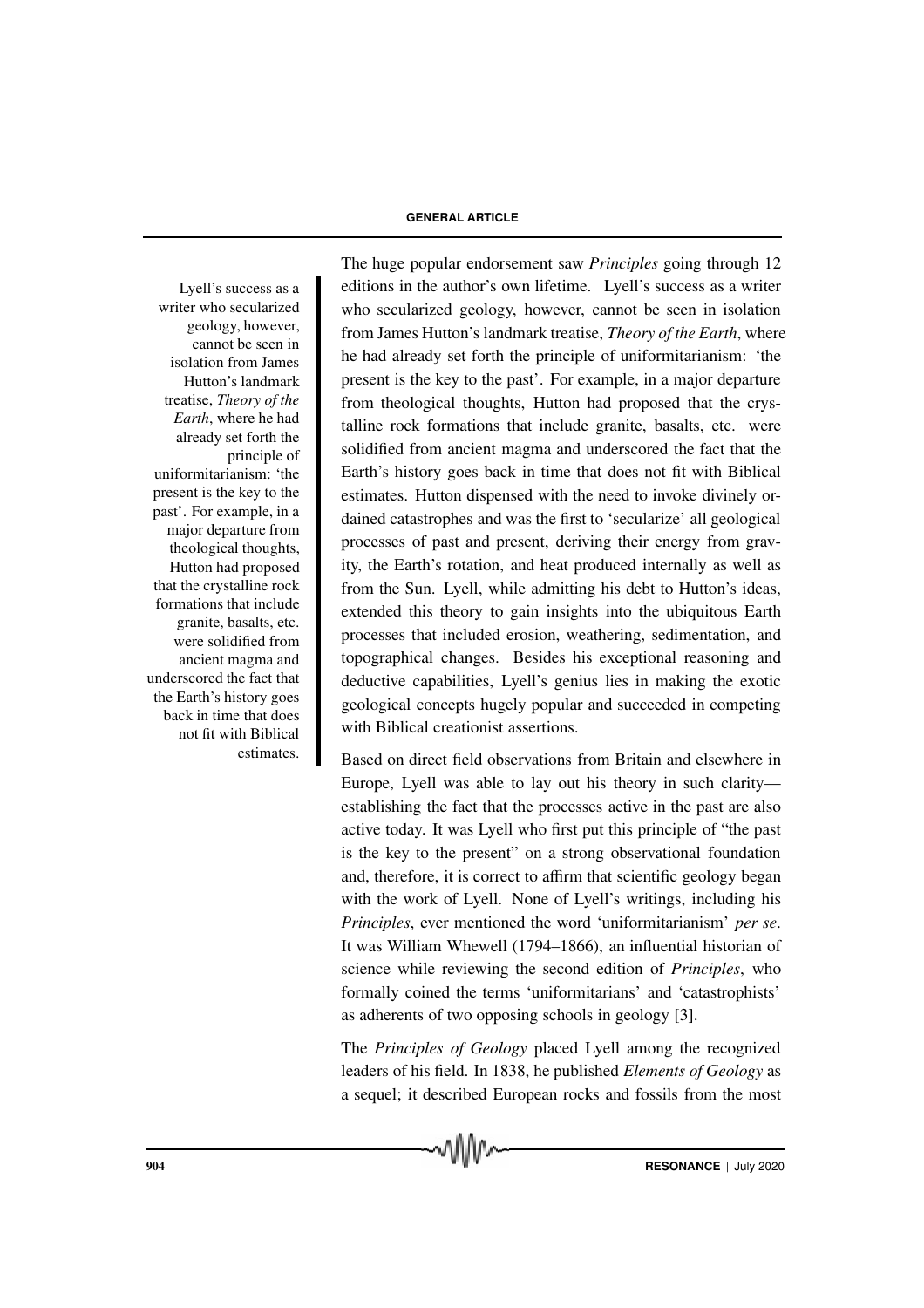The huge popular endorsement saw *Principles* going through 12 editions in the author's own lifetime. Lyell's success as a writer who secularized geology, however, cannot be seen in isolation from James Hutton's landmark treatise, *Theory of the Earth*, where he had already set forth the principle of uniformitarianism: 'the present is the key to the past'. For example, in a major departure from theological thoughts, Hutton had proposed that the crystalline rock formations that include granite, basalts, etc. were solidified from ancient magma and underscored the fact that the Earth's history goes back in time that does not fit with Biblical estimates. Hutton dispensed with the need to invoke divinely ordained catastrophes and was the first to 'secularize' all geological processes of past and present, deriving their energy from gravity, the Earth's rotation, and heat produced internally as well as from the Sun. Lyell, while admitting his debt to Hutton's ideas, extended this theory to gain insights into the ubiquitous Earth processes that included erosion, weathering, sedimentation, and topographical changes. Besides his exceptional reasoning and deductive capabilities, Lyell's genius lies in making the exotic geological concepts hugely popular and succeeded in competing with Biblical creationist assertions.

Based on direct field observations from Britain and elsewhere in Europe, Lyell was able to lay out his theory in such clarity—establishing the fact that the processes active in the past are also active today. It was Lyell who first put this principle of "the past is the key to the present" on a strong observational foundation and, therefore, it is correct to affirm that scientific geology began with the work of Lyell. None of Lyell's writings, including his *Principles*, ever mentioned the word 'uniformitarianism' *per se*. It was William Whewell (1794–1866), an influential historian of science while reviewing the second edition of *Principles*, who formally coined the terms 'uniformitarians' and 'catastrophists' as adherents of two opposing schools in geology [3].

The *Principles of Geology* placed Lyell among the recognized leaders of his field. In 1838, he published *Elements of Geology* as a sequel; it described European rocks and fossils from the most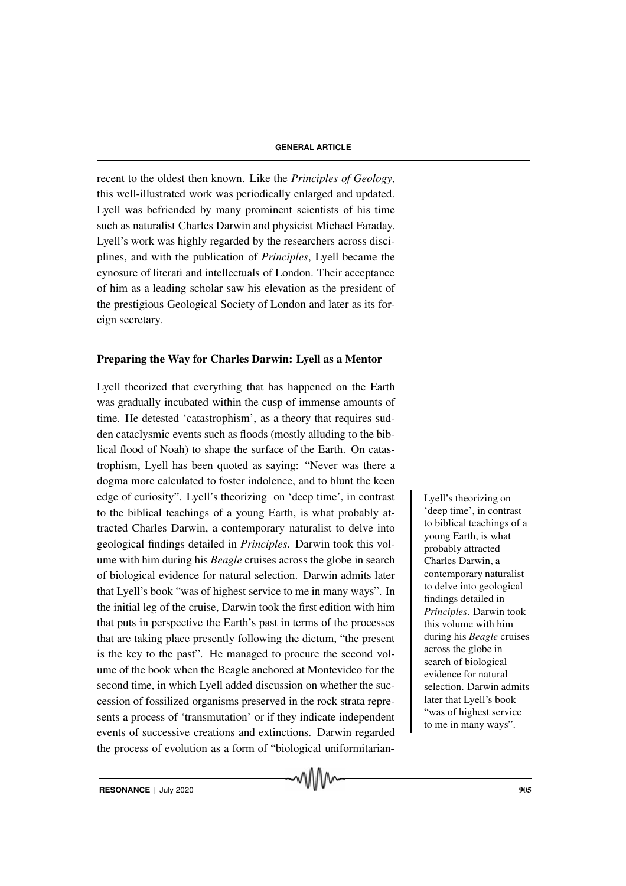recent to the oldest then known. Like the *Principles of Geology*, this well-illustrated work was periodically enlarged and updated. Lyell was befriended by many prominent scientists of his time such as naturalist Charles Darwin and physicist Michael Faraday. Lyell's work was highly regarded by the researchers across disciplines, and with the publication of *Principles*, Lyell became the cynosure of literati and intellectuals of London. Their acceptance of him as a leading scholar saw his elevation as the president of the prestigious Geological Society of London and later as its foreign secretary.

## Preparing the Way for Charles Darwin: Lyell as a Mentor

Lyell theorized that everything that has happened on the Earth was gradually incubated within the cusp of immense amounts of time. He detested 'catastrophism', as a theory that requires sudden cataclysmic events such as floods (mostly alluding to the biblical flood of Noah) to shape the surface of the Earth. On catastrophism, Lyell has been quoted as saying: "Never was there a dogma more calculated to foster indolence, and to blunt the keen edge of curiosity". Lyell's theorizing on 'deep time', in contrast to the biblical teachings of a young Earth, is what probably attracted Charles Darwin, a contemporary naturalist to delve into geological findings detailed in *Principles*. Darwin took this volume with him during his *Beagle* cruises across the globe in search of biological evidence for natural selection. Darwin admits later that Lyell's book "was of highest service to me in many ways". In the initial leg of the cruise, Darwin took the first edition with him that puts in perspective the Earth's past in terms of the processes that are taking place presently following the dictum, "the present is the key to the past". He managed to procure the second volume of the book when the Beagle anchored at Montevideo for the second time, in which Lyell added discussion on whether the succession of fossilized organisms preserved in the rock strata represents a process of 'transmutation' or if they indicate independent events of successive creations and extinctions. Darwin regarded the process of evolution as a form of "biological uniformitarian-

> Lyell's theorizing on 'deep time', in contrast to biblical teachings of a young Earth, is what probably attracted Charles Darwin, a contemporary naturalist to delve into geological findings detailed in *Principles*. Darwin took this volume with him during his *Beagle* cruises across the globe in search of biological evidence for natural selection. Darwin admits later that Lyell's book "was of highest service to me in many ways".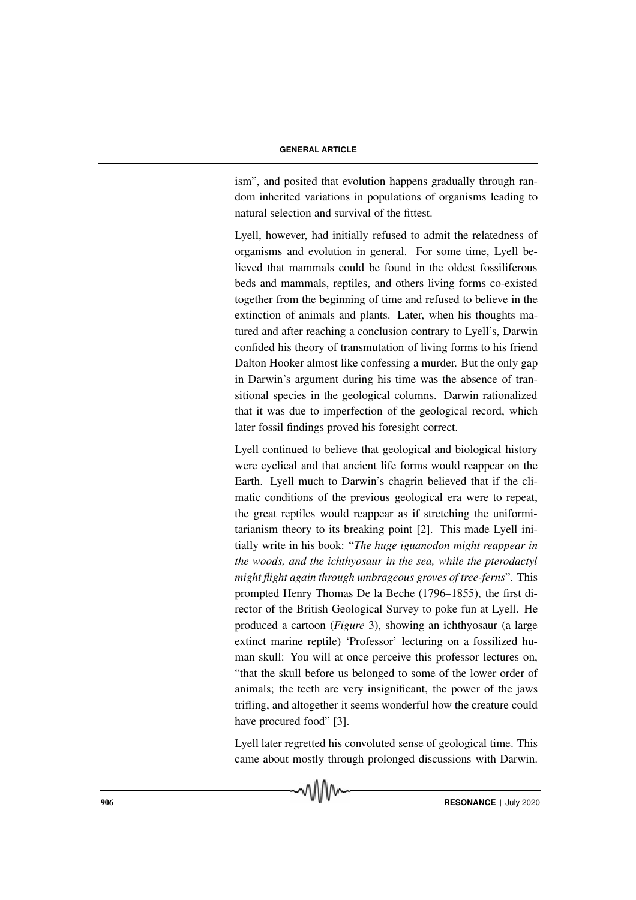ism", and posited that evolution happens gradually through random inherited variations in populations of organisms leading to natural selection and survival of the fittest.

Lyell, however, had initially refused to admit the relatedness of organisms and evolution in general. For some time, Lyell believed that mammals could be found in the oldest fossiliferous beds and mammals, reptiles, and others living forms co-existed together from the beginning of time and refused to believe in the extinction of animals and plants. Later, when his thoughts matured and after reaching a conclusion contrary to Lyell's, Darwin confided his theory of transmutation of living forms to his friend Dalton Hooker almost like confessing a murder. But the only gap in Darwin's argument during his time was the absence of transitional species in the geological columns. Darwin rationalized that it was due to imperfection of the geological record, which later fossil findings proved his foresight correct.

Lyell continued to believe that geological and biological history were cyclical and that ancient life forms would reappear on the Earth. Lyell much to Darwin's chagrin believed that if the climatic conditions of the previous geological era were to repeat, the great reptiles would reappear as if stretching the uniformitarianism theory to its breaking point [2]. This made Lyell initially write in his book: "*The huge iguanodon might reappear in the woods, and the ichthyosaur in the sea, while the pterodactyl might flight again through umbrageous groves of tree-ferns*". This prompted Henry Thomas De la Beche (1796–1855), the first director of the British Geological Survey to poke fun at Lyell. He produced a cartoon (*Figure* 3), showing an ichthyosaur (a large extinct marine reptile) 'Professor' lecturing on a fossilized human skull: You will at once perceive this professor lectures on, "that the skull before us belonged to some of the lower order of animals; the teeth are very insignificant, the power of the jaws trifling, and altogether it seems wonderful how the creature could have procured food" [3].

Lyell later regretted his convoluted sense of geological time. This came about mostly through prolonged discussions with Darwin.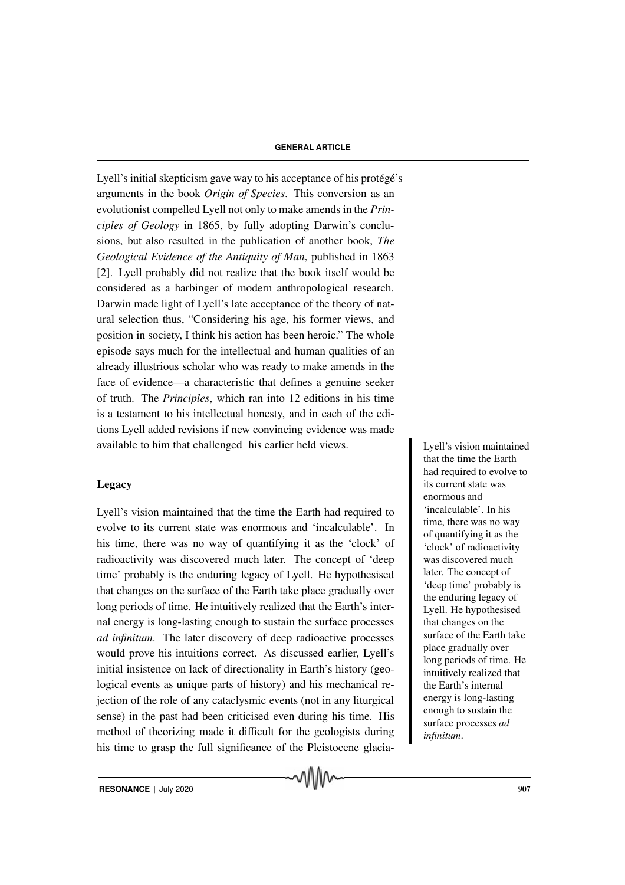Lyell's initial skepticism gave way to his acceptance of his protégé's arguments in the book *Origin of Species*. This conversion as an evolutionist compelled Lyell not only to make amends in the *Principles of Geology* in 1865, by fully adopting Darwin's conclusions, but also resulted in the publication of another book, *The Geological Evidence of the Antiquity of Man*, published in 1863 [2]. Lyell probably did not realize that the book itself would be considered as a harbinger of modern anthropological research. Darwin made light of Lyell's late acceptance of the theory of natural selection thus, "Considering his age, his former views, and position in society, I think his action has been heroic." The whole episode says much for the intellectual and human qualities of an already illustrious scholar who was ready to make amends in the face of evidence—a characteristic that defines a genuine seeker of truth. The *Principles*, which ran into 12 editions in his time is a testament to his intellectual honesty, and in each of the editions Lyell added revisions if new convincing evidence was made available to him that challenged his earlier held views.

> Lyell's vision maintained that the time the Earth had required to evolve to its current state was enormous and 'incalculable'. In his time, there was no way of quantifying it as the 'clock' of radioactivity was discovered much later. The concept of 'deep time' probably is the enduring legacy of Lyell. He hypothesised that changes on the surface of the Earth take place gradually over long periods of time. He intuitively realized that the Earth's internal energy is long-lasting enough to sustain the surface processes *ad infinitum*.

## Legacy

Lyell's vision maintained that the time the Earth had required to evolve to its current state was enormous and 'incalculable'. In his time, there was no way of quantifying it as the 'clock' of radioactivity was discovered much later. The concept of 'deep time' probably is the enduring legacy of Lyell. He hypothesised that changes on the surface of the Earth take place gradually over long periods of time. He intuitively realized that the Earth's internal energy is long-lasting enough to sustain the surface processes *ad infinitum*. The later discovery of deep radioactive processes would prove his intuitions correct. As discussed earlier, Lyell's initial insistence on lack of directionality in Earth's history (geological events as unique parts of history) and his mechanical rejection of the role of any cataclysmic events (not in any liturgical sense) in the past had been criticised even during his time. His method of theorizing made it difficult for the geologists during his time to grasp the full significance of the Pleistocene glacia-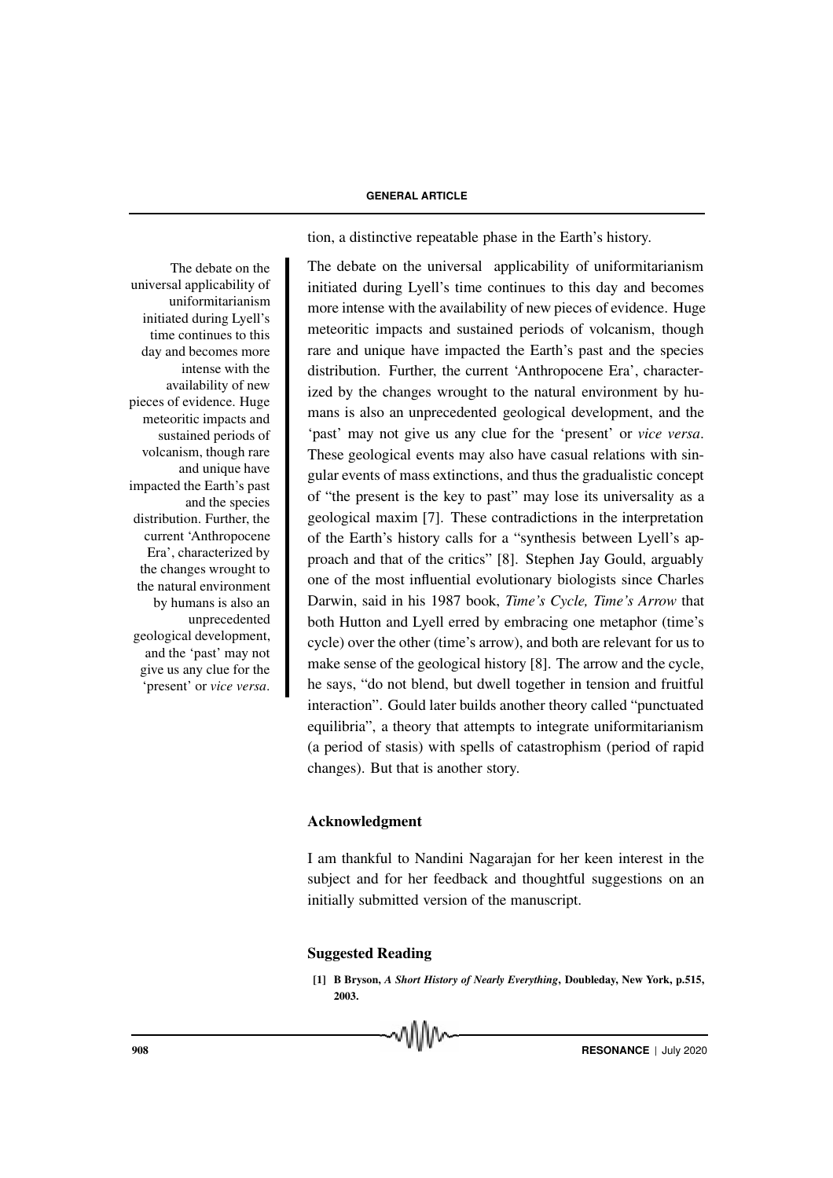tion, a distinctive repeatable phase in the Earth's history.

The debate on the universal applicability of uniformitarianism initiated during Lyell's time continues to this day and becomes more intense with the availability of new pieces of evidence. Huge meteoritic impacts and sustained periods of volcanism, though rare and unique have impacted the Earth's past and the species distribution. Further, the current 'Anthropocene Era', characterized by the changes wrought to the natural environment by humans is also an unprecedented geological development, and the 'past' may not give us any clue for the 'present' or *vice versa*.

The debate on the universal applicability of uniformitarianism initiated during Lyell's time continues to this day and becomes more intense with the availability of new pieces of evidence. Huge meteoritic impacts and sustained periods of volcanism, though rare and unique have impacted the Earth's past and the species distribution. Further, the current 'Anthropocene Era', characterized by the changes wrought to the natural environment by humans is also an unprecedented geological development, and the 'past' may not give us any clue for the 'present' or *vice versa*. These geological events may also have casual relations with singular events of mass extinctions, and thus the gradualistic concept of "the present is the key to past" may lose its universality as a geological maxim [7]. These contradictions in the interpretation of the Earth's history calls for a "synthesis between Lyell's approach and that of the critics" [8]. Stephen Jay Gould, arguably one of the most influential evolutionary biologists since Charles Darwin, said in his 1987 book, *Time's Cycle, Time's Arrow* that both Hutton and Lyell erred by embracing one metaphor (time's cycle) over the other (time's arrow), and both are relevant for us to make sense of the geological history [8]. The arrow and the cycle, he says, "do not blend, but dwell together in tension and fruitful interaction". Gould later builds another theory called "punctuated equilibria", a theory that attempts to integrate uniformitarianism (a period of stasis) with spells of catastrophism (period of rapid changes). But that is another story.

## Acknowledgment

I am thankful to Nandini Nagarajan for her keen interest in the subject and for her feedback and thoughtful suggestions on an initially submitted version of the manuscript.

## Suggested Reading

**[1] B Bryson, *A Short History of Nearly Everything*, Doubleday, New York, p.515, 2003.**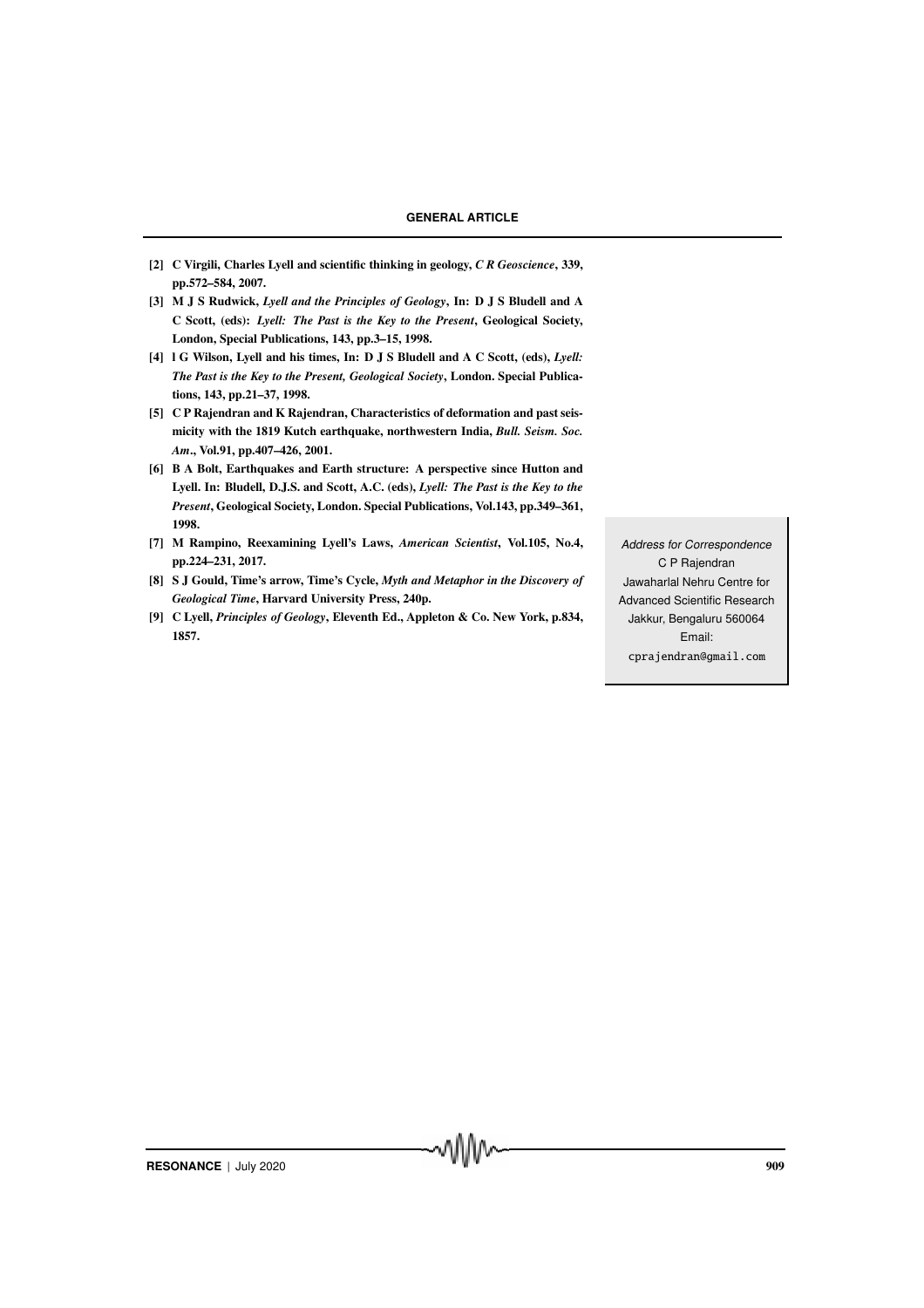**[2] C Virgili, Charles Lyell and scientific thinking in geology, *C R Geoscience*, 339, pp.572–584, 2007.**

**[3] M J S Rudwick, *Lyell and the Principles of Geology*, In: D J S Bludell and A C Scott, (eds): *Lyell: The Past is the Key to the Present*, Geological Society, London, Special Publications, 143, pp.3–15, 1998.**

**[4] l G Wilson, Lyell and his times, In: D J S Bludell and A C Scott, (eds), *Lyell: The Past is the Key to the Present, Geological Society*, London. Special Publications, 143, pp.21–37, 1998.**

**[5] C P Rajendran and K Rajendran, Characteristics of deformation and past seismicity with the 1819 Kutch earthquake, northwestern India, *Bull. Seism. Soc. Am*., Vol.91, pp.407–426, 2001.**

**[6] B A Bolt, Earthquakes and Earth structure: A perspective since Hutton and Lyell. In: Bludell, D.J.S. and Scott, A.C. (eds), *Lyell: The Past is the Key to the Present*, Geological Society, London. Special Publications, Vol.143, pp.349–361, 1998.**

**[7] M Rampino, Reexamining Lyell's Laws, *American Scientist*, Vol.105, No.4, pp.224–231, 2017.**

**[8] S J Gould, Time's arrow, Time's Cycle, *Myth and Metaphor in the Discovery of Geological Time*, Harvard University Press, 240p.**

**[9] C Lyell, *Principles of Geology*, Eleventh Ed., Appleton & Co. New York, p.834, 1857.**

*Address for Correspondence*
C P Rajendran
Jawaharlal Nehru Centre for Advanced Scientific Research
Jakkur, Bengaluru 560064
Email:
cprajendran@gmail.com